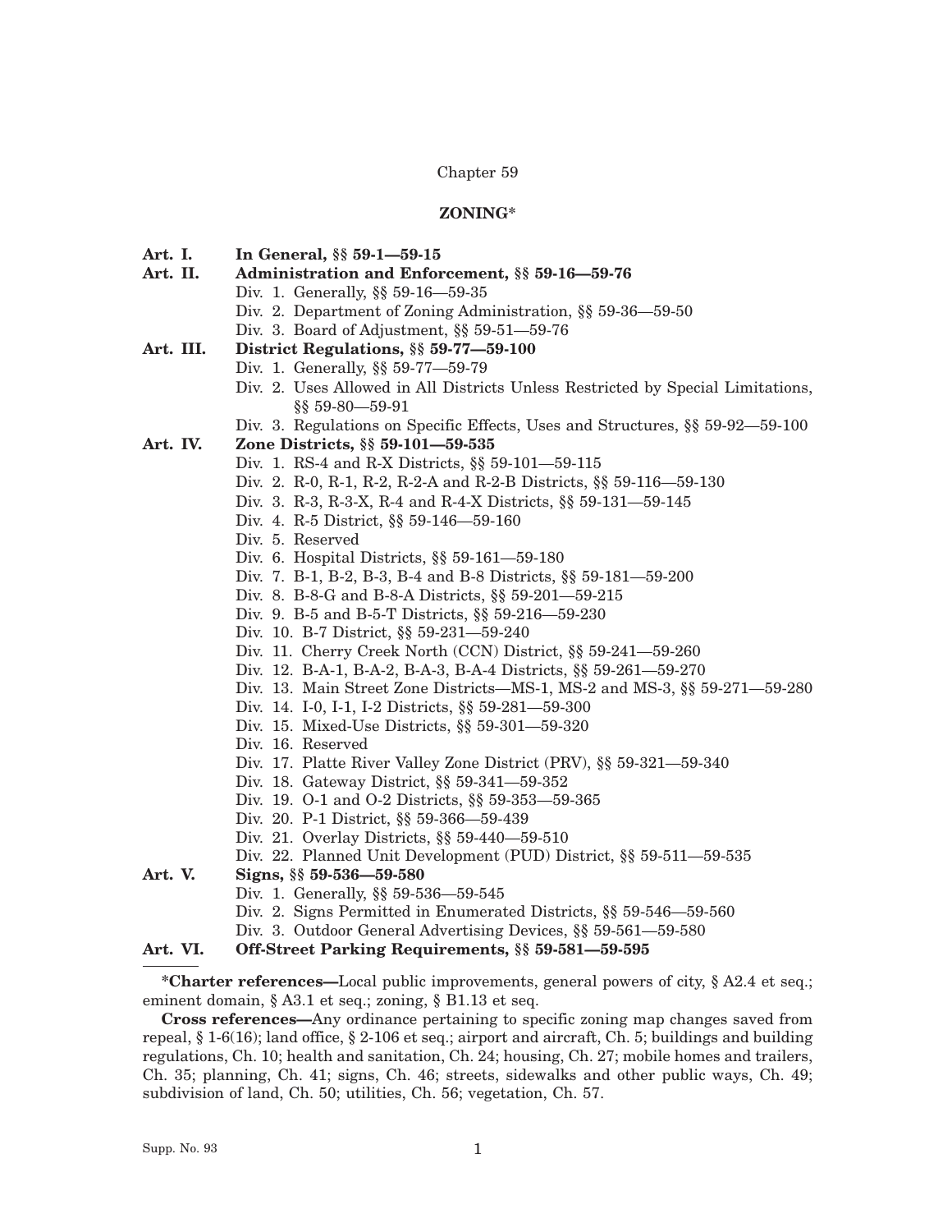# Chapter 59

## ZONING*

**Art. I. In General, §§ 59-1—59-15**

**Art. II. Administration and Enforcement, §§ 59-16—59-76**

- Div. 1. Generally, §§ 59-16—59-35
- Div. 2. Department of Zoning Administration, §§ 59-36—59-50
- Div. 3. Board of Adjustment, §§ 59-51—59-76

**Art. III. District Regulations, §§ 59-77—59-100**

- Div. 1. Generally, §§ 59-77—59-79
- Div. 2. Uses Allowed in All Districts Unless Restricted by Special Limitations, §§ 59-80—59-91
- Div. 3. Regulations on Specific Effects, Uses and Structures, §§ 59-92—59-100

**Art. IV. Zone Districts, §§ 59-101—59-535**

- Div. 1. RS-4 and R-X Districts, §§ 59-101—59-115
- Div. 2. R-0, R-1, R-2, R-2-A and R-2-B Districts, §§ 59-116—59-130
- Div. 3. R-3, R-3-X, R-4 and R-4-X Districts, §§ 59-131—59-145
- Div. 4. R-5 District, §§ 59-146—59-160
- Div. 5. Reserved
- Div. 6. Hospital Districts, §§ 59-161—59-180
- Div. 7. B-1, B-2, B-3, B-4 and B-8 Districts, §§ 59-181—59-200
- Div. 8. B-8-G and B-8-A Districts, §§ 59-201—59-215
- Div. 9. B-5 and B-5-T Districts, §§ 59-216—59-230
- Div. 10. B-7 District, §§ 59-231—59-240
- Div. 11. Cherry Creek North (CCN) District, §§ 59-241—59-260
- Div. 12. B-A-1, B-A-2, B-A-3, B-A-4 Districts, §§ 59-261—59-270
- Div. 13. Main Street Zone Districts—MS-1, MS-2 and MS-3, §§ 59-271—59-280
- Div. 14. I-0, I-1, I-2 Districts, §§ 59-281—59-300
- Div. 15. Mixed-Use Districts, §§ 59-301—59-320
- Div. 16. Reserved
- Div. 17. Platte River Valley Zone District (PRV), §§ 59-321—59-340
- Div. 18. Gateway District, §§ 59-341—59-352
- Div. 19. O-1 and O-2 Districts, §§ 59-353—59-365
- Div. 20. P-1 District, §§ 59-366—59-439
- Div. 21. Overlay Districts, §§ 59-440—59-510
- Div. 22. Planned Unit Development (PUD) District, §§ 59-511—59-535

**Art. V. Signs, §§ 59-536—59-580**

- Div. 1. Generally, §§ 59-536—59-545
- Div. 2. Signs Permitted in Enumerated Districts, §§ 59-546—59-560
- Div. 3. Outdoor General Advertising Devices, §§ 59-561—59-580

**Art. VI. Off-Street Parking Requirements, §§ 59-581—59-595**

---

***Charter references—**Local public improvements, general powers of city, § A2.4 et seq.; eminent domain, § A3.1 et seq.; zoning, § B1.13 et seq.

**Cross references—**Any ordinance pertaining to specific zoning map changes saved from repeal, § 1-6(16); land office, § 2-106 et seq.; airport and aircraft, Ch. 5; buildings and building regulations, Ch. 10; health and sanitation, Ch. 24; housing, Ch. 27; mobile homes and trailers, Ch. 35; planning, Ch. 41; signs, Ch. 46; streets, sidewalks and other public ways, Ch. 49; subdivision of land, Ch. 50; utilities, Ch. 56; vegetation, Ch. 57.

Supp. No. 93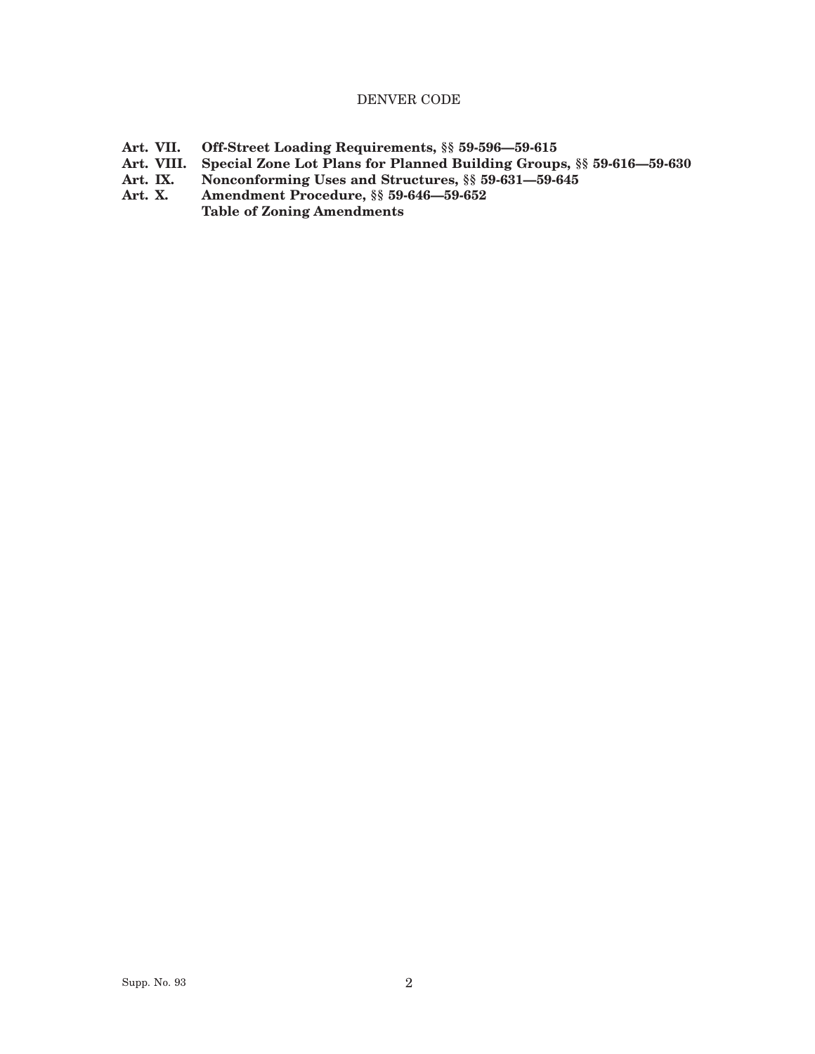**Art. VII. Off-Street Loading Requirements, §§ 59-596—59-615**
**Art. VIII. Special Zone Lot Plans for Planned Building Groups, §§ 59-616—59-630**
**Art. IX. Nonconforming Uses and Structures, §§ 59-631—59-645**
**Art. X. Amendment Procedure, §§ 59-646—59-652**
**Table of Zoning Amendments**